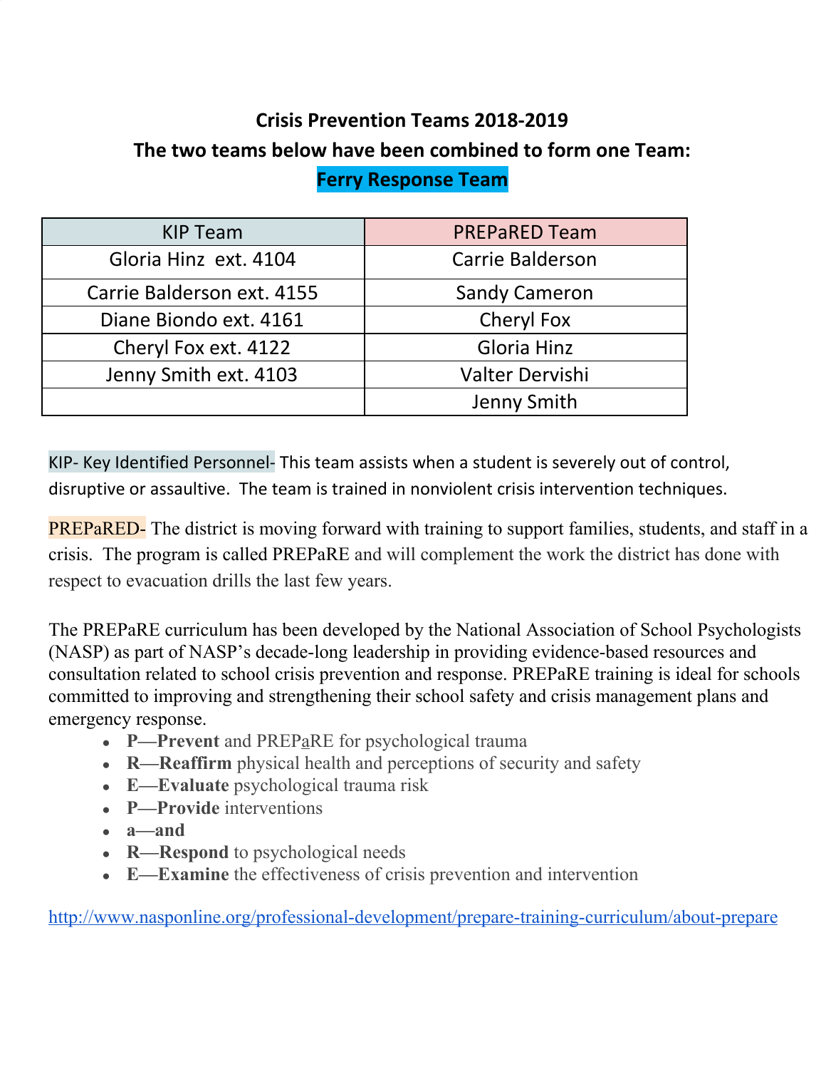# Crisis Prevention Teams 2018-2019

## The two teams below have been combined to form one Team: Ferry Response Team

| KIP Team | PREPaRED Team |
|---|---|
| Gloria Hinz ext. 4104 | Carrie Balderson |
| Carrie Balderson ext. 4155 | Sandy Cameron |
| Diane Biondo ext. 4161 | Cheryl Fox |
| Cheryl Fox ext. 4122 | Gloria Hinz |
| Jenny Smith ext. 4103 | Valter Dervishi |
| | Jenny Smith |

KIP- Key Identified Personnel- This team assists when a student is severely out of control, disruptive or assaultive. The team is trained in nonviolent crisis intervention techniques.

PREPaRED- The district is moving forward with training to support families, students, and staff in a crisis. The program is called PREPaRE and will complement the work the district has done with respect to evacuation drills the last few years.

The PREPaRE curriculum has been developed by the National Association of School Psychologists (NASP) as part of NASP's decade-long leadership in providing evidence-based resources and consultation related to school crisis prevention and response. PREPaRE training is ideal for schools committed to improving and strengthening their school safety and crisis management plans and emergency response.

- **P—Prevent** and PREPaRE for psychological trauma
- **R—Reaffirm** physical health and perceptions of security and safety
- **E—Evaluate** psychological trauma risk
- **P—Provide** interventions
- **a—and**
- **R—Respond** to psychological needs
- **E—Examine** the effectiveness of crisis prevention and intervention

http://www.nasponline.org/professional-development/prepare-training-curriculum/about-prepare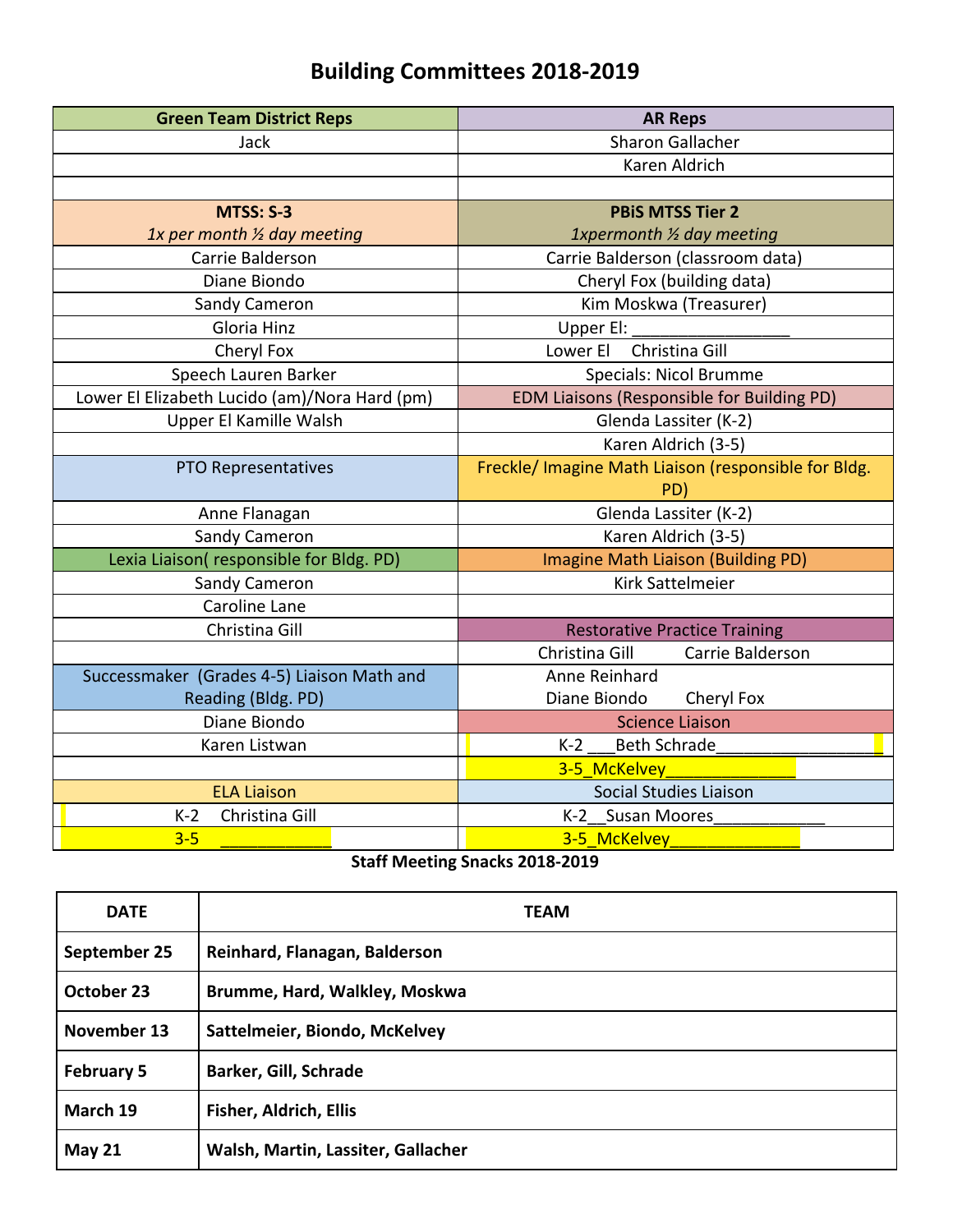# Building Committees 2018-2019

| Green Team District Reps | AR Reps |
|---|---|
| Jack | Sharon Gallacher |
| | Karen Aldrich |
| | |
| **MTSS: S-3** *1x per month ½ day meeting* | **PBiS MTSS Tier 2** *1xpermonth ½ day meeting* |
| Carrie Balderson | Carrie Balderson (classroom data) |
| Diane Biondo | Cheryl Fox (building data) |
| Sandy Cameron | Kim Moskwa (Treasurer) |
| Gloria Hinz | Upper El: _________________ |
| Cheryl Fox | Lower El Christina Gill |
| Speech Lauren Barker | Specials: Nicol Brumme |
| Lower El Elizabeth Lucido (am)/Nora Hard (pm) | EDM Liaisons (Responsible for Building PD) |
| Upper El Kamille Walsh | Glenda Lassiter (K-2) |
| | Karen Aldrich (3-5) |
| PTO Representatives | Freckle/ Imagine Math Liaison (responsible for Bldg. PD) |
| Anne Flanagan | Glenda Lassiter (K-2) |
| Sandy Cameron | Karen Aldrich (3-5) |
| Lexia Liaison( responsible for Bldg. PD) | Imagine Math Liaison (Building PD) |
| Sandy Cameron | Kirk Sattelmeier |
| Caroline Lane | |
| Christina Gill | Restorative Practice Training |
| | Christina Gill Carrie Balderson |
| Successmaker (Grades 4-5) Liaison Math and Reading (Bldg. PD) | Anne Reinhard Diane Biondo Cheryl Fox |
| Diane Biondo | Science Liaison |
| Karen Listwan | K-2 ___Beth Schrade__________________ |
| | 3-5_McKelvey______________ |
| ELA Liaison | Social Studies Liaison |
| K-2 Christina Gill | K-2__Susan Moores____________ |
| 3-5 ____________ | 3-5_McKelvey______________ |

**Staff Meeting Snacks 2018-2019**

| DATE | TEAM |
|---|---|
| **September 25** | **Reinhard, Flanagan, Balderson** |
| **October 23** | **Brumme, Hard, Walkley, Moskwa** |
| **November 13** | **Sattelmeier, Biondo, McKelvey** |
| **February 5** | **Barker, Gill, Schrade** |
| **March 19** | **Fisher, Aldrich, Ellis** |
| **May 21** | **Walsh, Martin, Lassiter, Gallacher** |